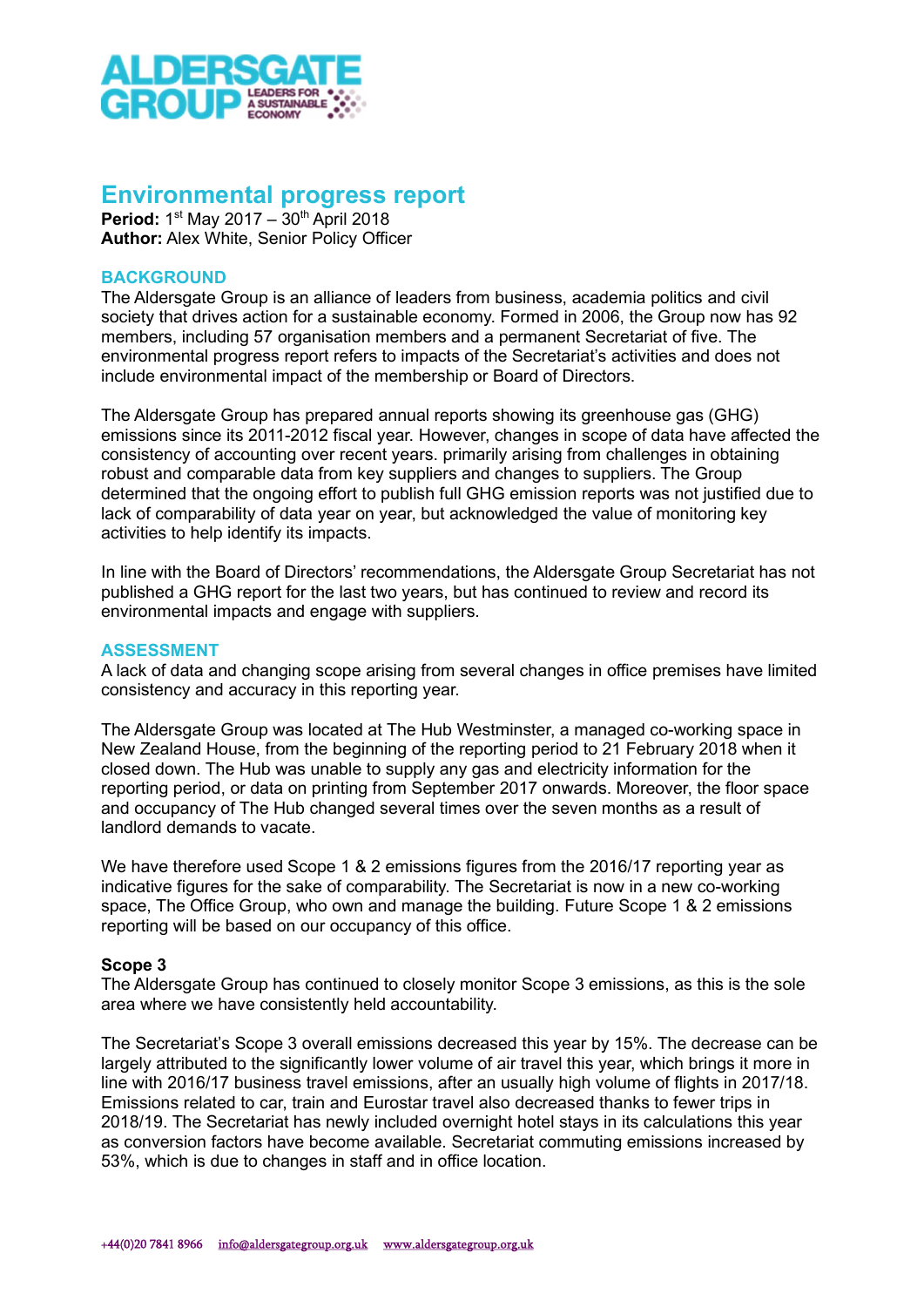ALDERSGATE GROUP LEADERS FOR A SUSTAINABLE ECONOMY

# Environmental progress report

**Period:** 1st May 2017 – 30th April 2018
**Author:** Alex White, Senior Policy Officer

## BACKGROUND

The Aldersgate Group is an alliance of leaders from business, academia politics and civil society that drives action for a sustainable economy. Formed in 2006, the Group now has 92 members, including 57 organisation members and a permanent Secretariat of five. The environmental progress report refers to impacts of the Secretariat's activities and does not include environmental impact of the membership or Board of Directors.

The Aldersgate Group has prepared annual reports showing its greenhouse gas (GHG) emissions since its 2011-2012 fiscal year. However, changes in scope of data have affected the consistency of accounting over recent years. primarily arising from challenges in obtaining robust and comparable data from key suppliers and changes to suppliers. The Group determined that the ongoing effort to publish full GHG emission reports was not justified due to lack of comparability of data year on year, but acknowledged the value of monitoring key activities to help identify its impacts.

In line with the Board of Directors' recommendations, the Aldersgate Group Secretariat has not published a GHG report for the last two years, but has continued to review and record its environmental impacts and engage with suppliers.

## ASSESSMENT

A lack of data and changing scope arising from several changes in office premises have limited consistency and accuracy in this reporting year.

The Aldersgate Group was located at The Hub Westminster, a managed co-working space in New Zealand House, from the beginning of the reporting period to 21 February 2018 when it closed down. The Hub was unable to supply any gas and electricity information for the reporting period, or data on printing from September 2017 onwards. Moreover, the floor space and occupancy of The Hub changed several times over the seven months as a result of landlord demands to vacate.

We have therefore used Scope 1 & 2 emissions figures from the 2016/17 reporting year as indicative figures for the sake of comparability. The Secretariat is now in a new co-working space, The Office Group, who own and manage the building. Future Scope 1 & 2 emissions reporting will be based on our occupancy of this office.

### Scope 3

The Aldersgate Group has continued to closely monitor Scope 3 emissions, as this is the sole area where we have consistently held accountability.

The Secretariat's Scope 3 overall emissions decreased this year by 15%. The decrease can be largely attributed to the significantly lower volume of air travel this year, which brings it more in line with 2016/17 business travel emissions, after an usually high volume of flights in 2017/18. Emissions related to car, train and Eurostar travel also decreased thanks to fewer trips in 2018/19. The Secretariat has newly included overnight hotel stays in its calculations this year as conversion factors have become available. Secretariat commuting emissions increased by 53%, which is due to changes in staff and in office location.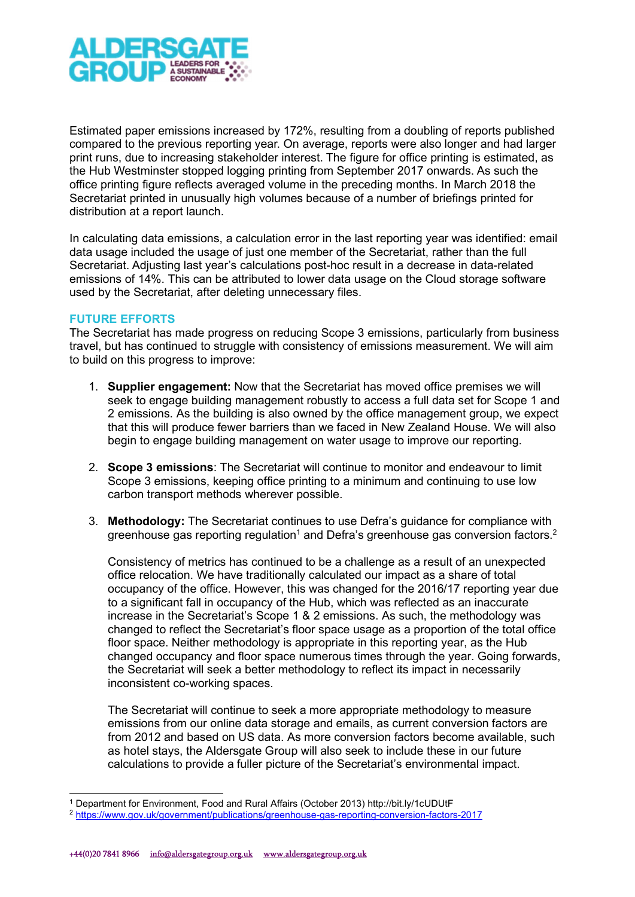Estimated paper emissions increased by 172%, resulting from a doubling of reports published compared to the previous reporting year. On average, reports were also longer and had larger print runs, due to increasing stakeholder interest. The figure for office printing is estimated, as the Hub Westminster stopped logging printing from September 2017 onwards. As such the office printing figure reflects averaged volume in the preceding months. In March 2018 the Secretariat printed in unusually high volumes because of a number of briefings printed for distribution at a report launch.

In calculating data emissions, a calculation error in the last reporting year was identified: email data usage included the usage of just one member of the Secretariat, rather than the full Secretariat. Adjusting last year's calculations post-hoc result in a decrease in data-related emissions of 14%. This can be attributed to lower data usage on the Cloud storage software used by the Secretariat, after deleting unnecessary files.

## FUTURE EFFORTS

The Secretariat has made progress on reducing Scope 3 emissions, particularly from business travel, but has continued to struggle with consistency of emissions measurement. We will aim to build on this progress to improve:

1. **Supplier engagement:** Now that the Secretariat has moved office premises we will seek to engage building management robustly to access a full data set for Scope 1 and 2 emissions. As the building is also owned by the office management group, we expect that this will produce fewer barriers than we faced in New Zealand House. We will also begin to engage building management on water usage to improve our reporting.

2. **Scope 3 emissions**: The Secretariat will continue to monitor and endeavour to limit Scope 3 emissions, keeping office printing to a minimum and continuing to use low carbon transport methods wherever possible.

3. **Methodology:** The Secretariat continues to use Defra's guidance for compliance with greenhouse gas reporting regulation[1] and Defra's greenhouse gas conversion factors.[2]

   Consistency of metrics has continued to be a challenge as a result of an unexpected office relocation. We have traditionally calculated our impact as a share of total occupancy of the office. However, this was changed for the 2016/17 reporting year due to a significant fall in occupancy of the Hub, which was reflected as an inaccurate increase in the Secretariat's Scope 1 & 2 emissions. As such, the methodology was changed to reflect the Secretariat's floor space usage as a proportion of the total office floor space. Neither methodology is appropriate in this reporting year, as the Hub changed occupancy and floor space numerous times through the year. Going forwards, the Secretariat will seek a better methodology to reflect its impact in necessarily inconsistent co-working spaces.

   The Secretariat will continue to seek a more appropriate methodology to measure emissions from our online data storage and emails, as current conversion factors are from 2012 and based on US data. As more conversion factors become available, such as hotel stays, the Aldersgate Group will also seek to include these in our future calculations to provide a fuller picture of the Secretariat's environmental impact.

---

[1] Department for Environment, Food and Rural Affairs (October 2013) http://bit.ly/1cUDUtF

[2] https://www.gov.uk/government/publications/greenhouse-gas-reporting-conversion-factors-2017